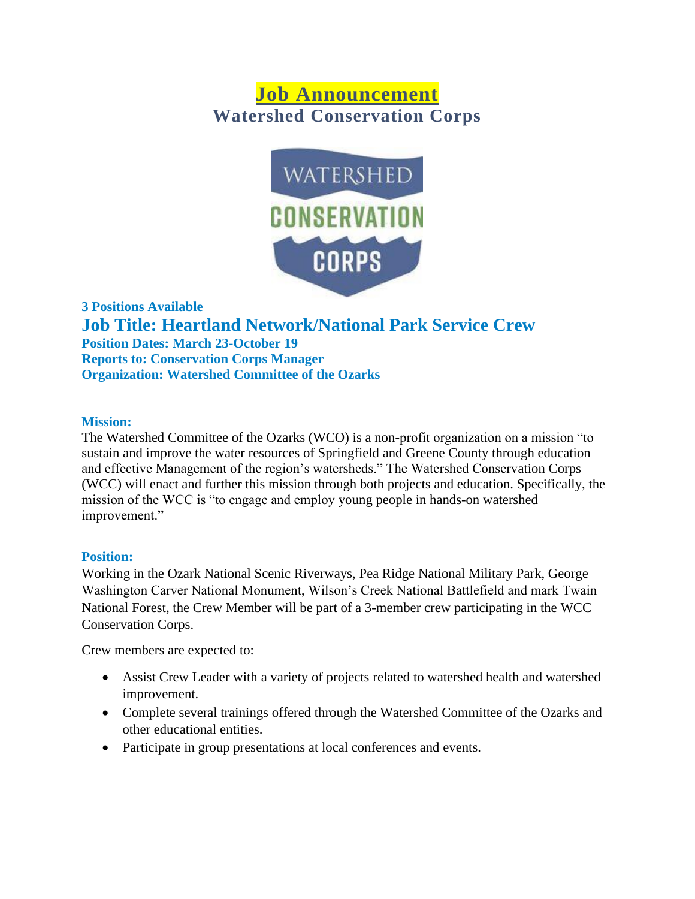# Job Announcement

## Watershed Conservation Corps

**3 Positions Available**

## Job Title: Heartland Network/National Park Service Crew

**Position Dates: March 23-October 19**
**Reports to: Conservation Corps Manager**
**Organization: Watershed Committee of the Ozarks**

### Mission:

The Watershed Committee of the Ozarks (WCO) is a non-profit organization on a mission "to sustain and improve the water resources of Springfield and Greene County through education and effective Management of the region's watersheds." The Watershed Conservation Corps (WCC) will enact and further this mission through both projects and education. Specifically, the mission of the WCC is "to engage and employ young people in hands-on watershed improvement."

### Position:

Working in the Ozark National Scenic Riverways, Pea Ridge National Military Park, George Washington Carver National Monument, Wilson's Creek National Battlefield and mark Twain National Forest, the Crew Member will be part of a 3-member crew participating in the WCC Conservation Corps.

Crew members are expected to:

- Assist Crew Leader with a variety of projects related to watershed health and watershed improvement.
- Complete several trainings offered through the Watershed Committee of the Ozarks and other educational entities.
- Participate in group presentations at local conferences and events.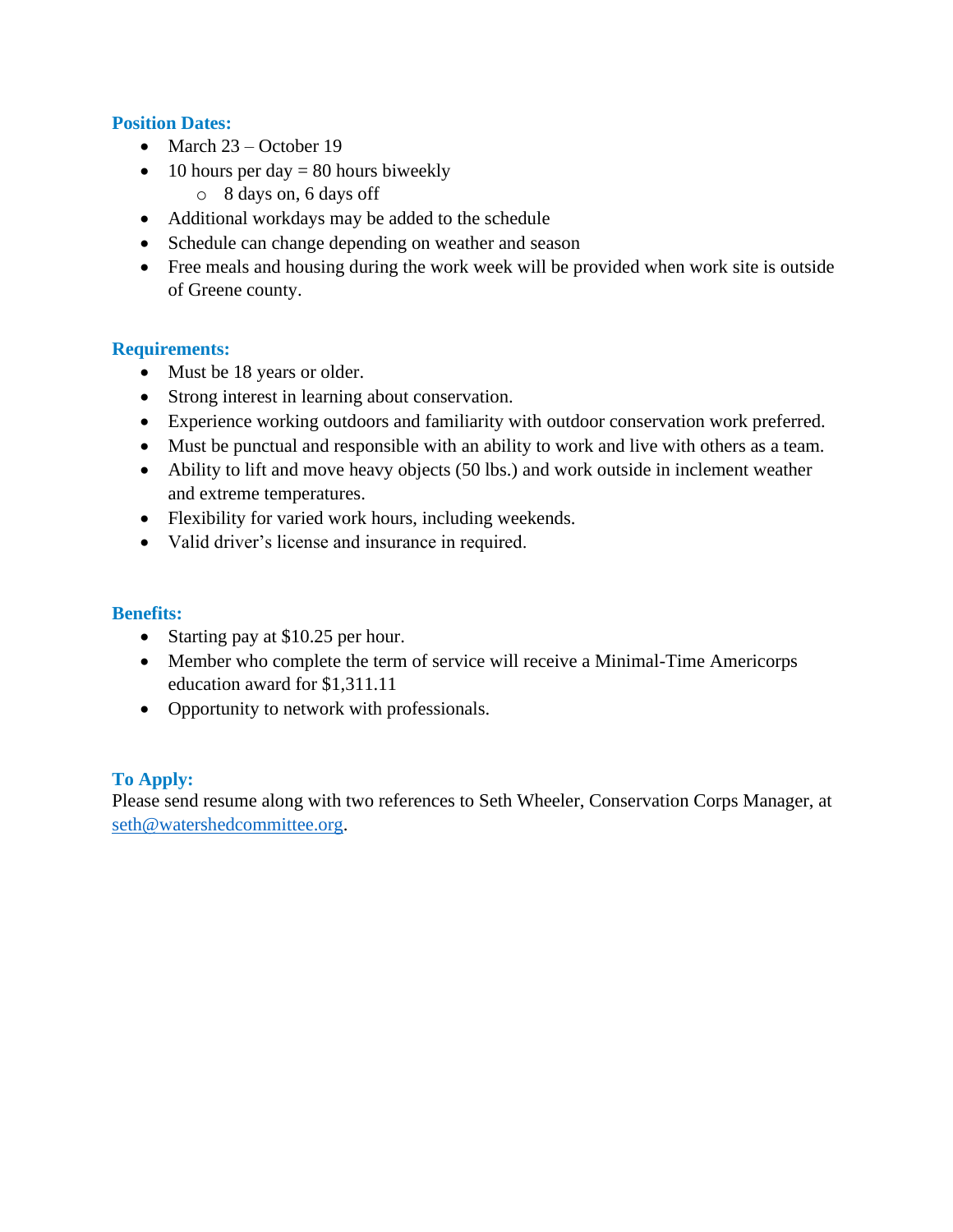## Position Dates:

- March 23 – October 19
- 10 hours per day = 80 hours biweekly
    - 8 days on, 6 days off
- Additional workdays may be added to the schedule
- Schedule can change depending on weather and season
- Free meals and housing during the work week will be provided when work site is outside of Greene county.

## Requirements:

- Must be 18 years or older.
- Strong interest in learning about conservation.
- Experience working outdoors and familiarity with outdoor conservation work preferred.
- Must be punctual and responsible with an ability to work and live with others as a team.
- Ability to lift and move heavy objects (50 lbs.) and work outside in inclement weather and extreme temperatures.
- Flexibility for varied work hours, including weekends.
- Valid driver's license and insurance in required.

## Benefits:

- Starting pay at $10.25 per hour.
- Member who complete the term of service will receive a Minimal-Time Americorps education award for $1,311.11
- Opportunity to network with professionals.

## To Apply:

Please send resume along with two references to Seth Wheeler, Conservation Corps Manager, at seth@watershedcommittee.org.